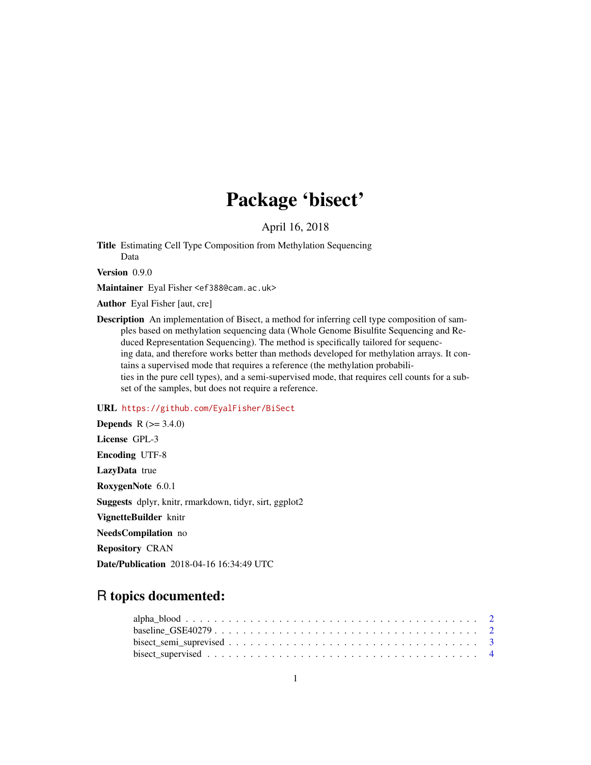# Package 'bisect'

April 16, 2018

**Title** Estimating Cell Type Composition from Methylation Sequencing Data

**Version** 0.9.0

**Maintainer** Eyal Fisher <ef388@cam.ac.uk>

**Author** Eyal Fisher [aut, cre]

**Description** An implementation of Bisect, a method for inferring cell type composition of samples based on methylation sequencing data (Whole Genome Bisulfite Sequencing and Reduced Representation Sequencing). The method is specifically tailored for sequencing data, and therefore works better than methods developed for methylation arrays. It contains a supervised mode that requires a reference (the methylation probabilities in the pure cell types), and a semi-supervised mode, that requires cell counts for a subset of the samples, but does not require a reference.

**URL** https://github.com/EyalFisher/BiSect

**Depends** R (>= 3.4.0)

**License** GPL-3

**Encoding** UTF-8

**LazyData** true

**RoxygenNote** 6.0.1

**Suggests** dplyr, knitr, rmarkdown, tidyr, sirt, ggplot2

**VignetteBuilder** knitr

**NeedsCompilation** no

**Repository** CRAN

**Date/Publication** 2018-04-16 16:34:49 UTC

## R topics documented:

- alpha_blood . . . . . . . . . . . . . . . . . . . . . . . . . . . . . . . . . . . . . . . . 2
- baseline_GSE40279 . . . . . . . . . . . . . . . . . . . . . . . . . . . . . . . . . . . . 2
- bisect_semi_suprevised . . . . . . . . . . . . . . . . . . . . . . . . . . . . . . . . . . . 3
- bisect_supervised . . . . . . . . . . . . . . . . . . . . . . . . . . . . . . . . . . . . . 4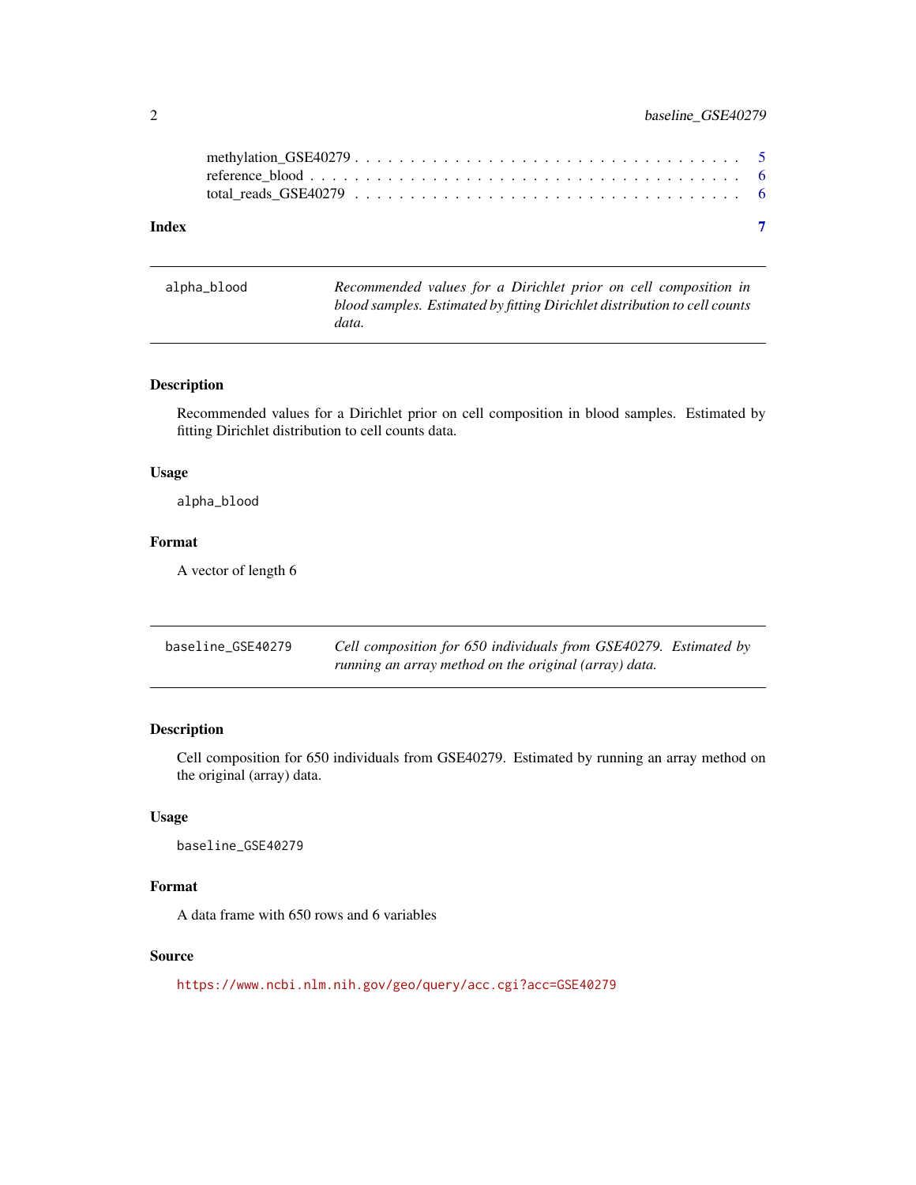methylation_GSE40279 . . . . . . . . . . . . . . . . . . . . . . . . . . . . . . . . 5
reference_blood . . . . . . . . . . . . . . . . . . . . . . . . . . . . . . . . . . . 6
total_reads_GSE40279 . . . . . . . . . . . . . . . . . . . . . . . . . . . . . . . . 6

**Index** **7**

---

## alpha_blood

*Recommended values for a Dirichlet prior on cell composition in blood samples. Estimated by fitting Dirichlet distribution to cell counts data.*

### Description

Recommended values for a Dirichlet prior on cell composition in blood samples. Estimated by fitting Dirichlet distribution to cell counts data.

### Usage

```
alpha_blood
```

### Format

A vector of length 6

---

## baseline_GSE40279

*Cell composition for 650 individuals from GSE40279. Estimated by running an array method on the original (array) data.*

### Description

Cell composition for 650 individuals from GSE40279. Estimated by running an array method on the original (array) data.

### Usage

```
baseline_GSE40279
```

### Format

A data frame with 650 rows and 6 variables

### Source

https://www.ncbi.nlm.nih.gov/geo/query/acc.cgi?acc=GSE40279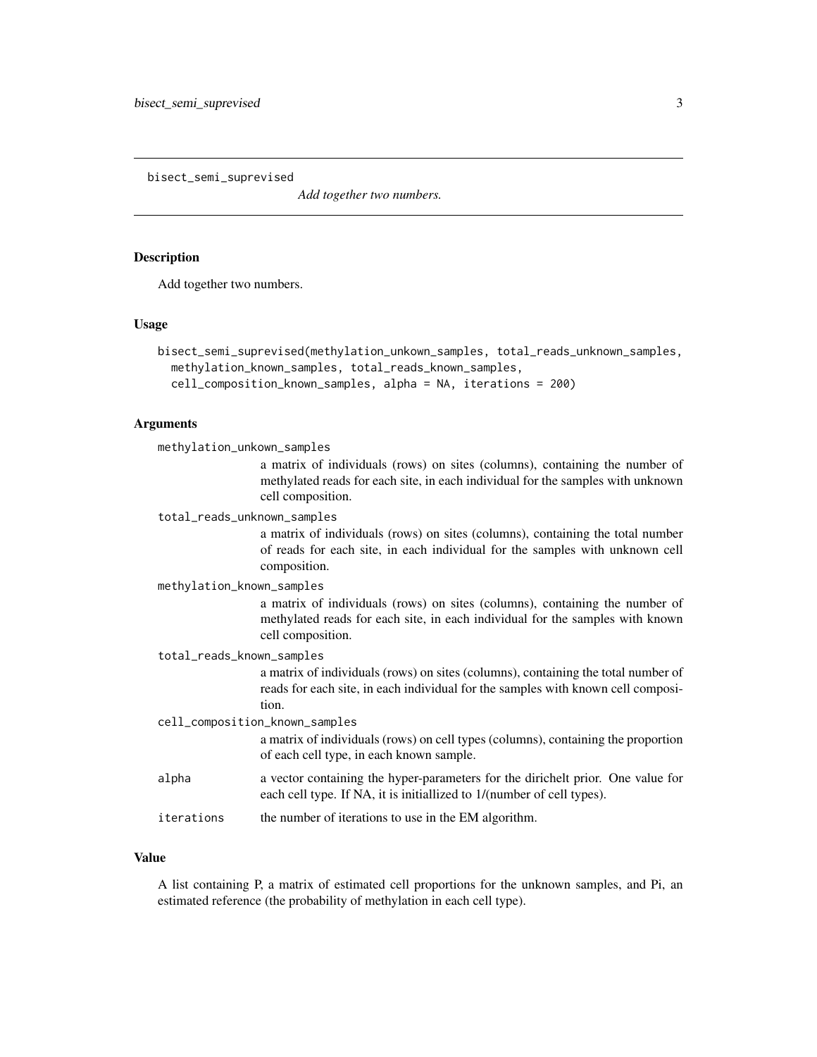`bisect_semi_suprevised` *Add together two numbers.*

## Description

Add together two numbers.

## Usage

```
bisect_semi_suprevised(methylation_unkown_samples, total_reads_unknown_samples,
  methylation_known_samples, total_reads_known_samples,
  cell_composition_known_samples, alpha = NA, iterations = 200)
```

## Arguments

`methylation_unkown_samples`
: a matrix of individuals (rows) on sites (columns), containing the number of methylated reads for each site, in each individual for the samples with unknown cell composition.

`total_reads_unknown_samples`
: a matrix of individuals (rows) on sites (columns), containing the total number of reads for each site, in each individual for the samples with unknown cell composition.

`methylation_known_samples`
: a matrix of individuals (rows) on sites (columns), containing the number of methylated reads for each site, in each individual for the samples with known cell composition.

`total_reads_known_samples`
: a matrix of individuals (rows) on sites (columns), containing the total number of reads for each site, in each individual for the samples with known cell composition.

`cell_composition_known_samples`
: a matrix of individuals (rows) on cell types (columns), containing the proportion of each cell type, in each known sample.

`alpha`
: a vector containing the hyper-parameters for the dirichelt prior. One value for each cell type. If NA, it is initiallized to 1/(number of cell types).

`iterations`
: the number of iterations to use in the EM algorithm.

## Value

A list containing P, a matrix of estimated cell proportions for the unknown samples, and Pi, an estimated reference (the probability of methylation in each cell type).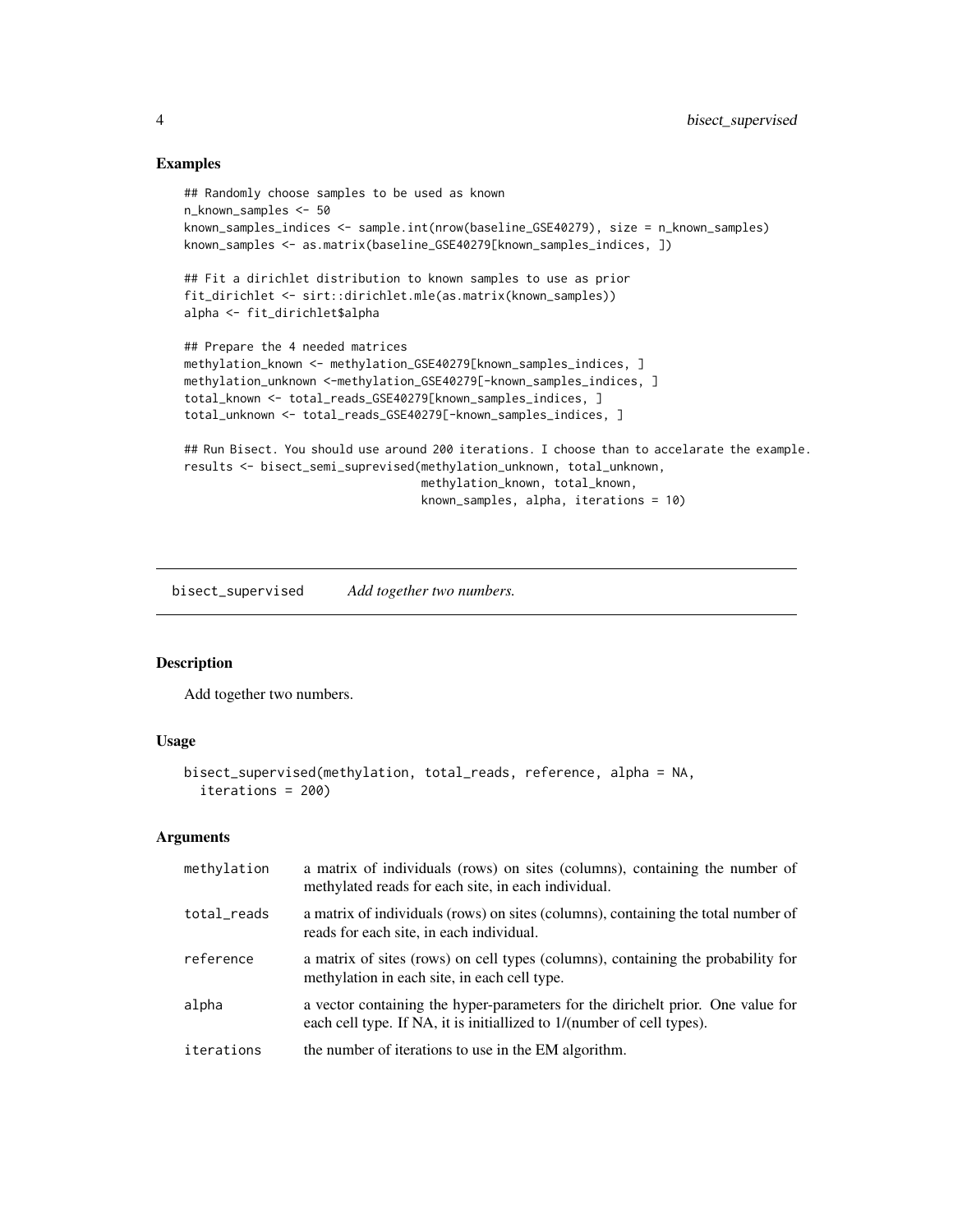## Examples

```
## Randomly choose samples to be used as known
n_known_samples <- 50
known_samples_indices <- sample.int(nrow(baseline_GSE40279), size = n_known_samples)
known_samples <- as.matrix(baseline_GSE40279[known_samples_indices, ])

## Fit a dirichlet distribution to known samples to use as prior
fit_dirichlet <- sirt::dirichlet.mle(as.matrix(known_samples))
alpha <- fit_dirichlet$alpha

## Prepare the 4 needed matrices
methylation_known <- methylation_GSE40279[known_samples_indices, ]
methylation_unknown <-methylation_GSE40279[-known_samples_indices, ]
total_known <- total_reads_GSE40279[known_samples_indices, ]
total_unknown <- total_reads_GSE40279[-known_samples_indices, ]

## Run Bisect. You should use around 200 iterations. I choose than to accelarate the example.
results <- bisect_semi_suprevised(methylation_unknown, total_unknown,
                                  methylation_known, total_known,
                                  known_samples, alpha, iterations = 10)
```

---

bisect_supervised    *Add together two numbers.*

---

## Description

Add together two numbers.

## Usage

```
bisect_supervised(methylation, total_reads, reference, alpha = NA,
  iterations = 200)
```

## Arguments

| | |
|---|---|
| methylation | a matrix of individuals (rows) on sites (columns), containing the number of methylated reads for each site, in each individual. |
| total_reads | a matrix of individuals (rows) on sites (columns), containing the total number of reads for each site, in each individual. |
| reference | a matrix of sites (rows) on cell types (columns), containing the probability for methylation in each site, in each cell type. |
| alpha | a vector containing the hyper-parameters for the dirichelt prior. One value for each cell type. If NA, it is initiallized to 1/(number of cell types). |
| iterations | the number of iterations to use in the EM algorithm. |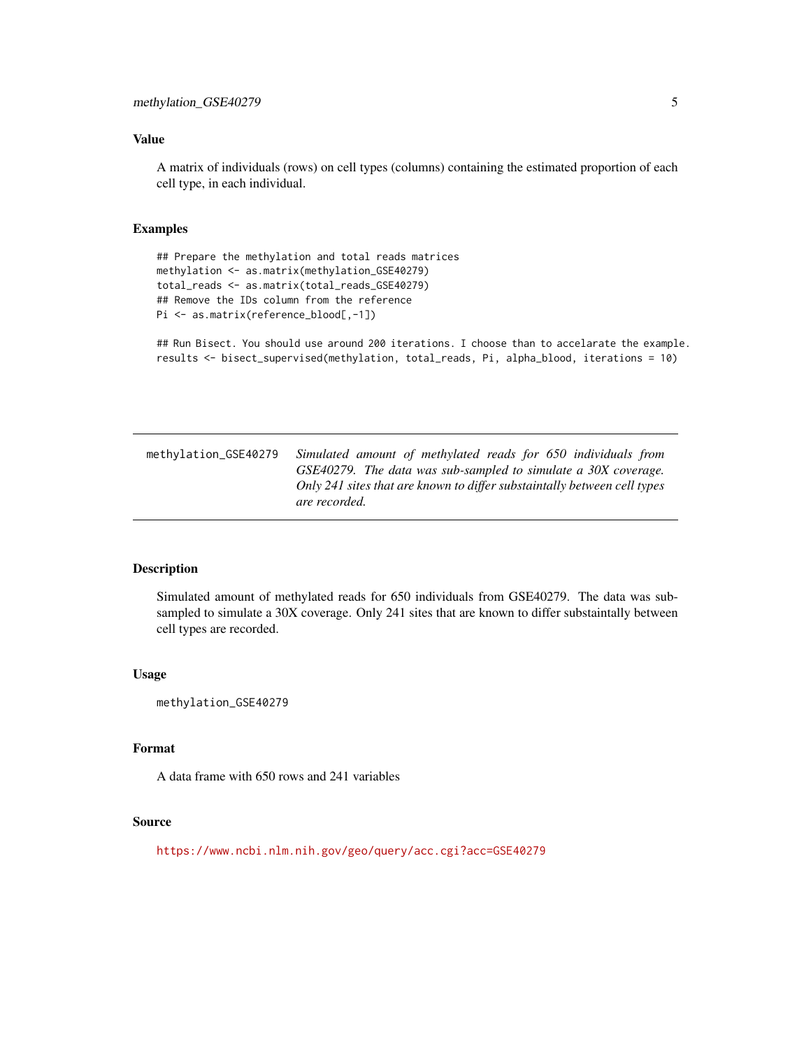### Value

A matrix of individuals (rows) on cell types (columns) containing the estimated proportion of each cell type, in each individual.

### Examples

```
## Prepare the methylation and total reads matrices
methylation <- as.matrix(methylation_GSE40279)
total_reads <- as.matrix(total_reads_GSE40279)
## Remove the IDs column from the reference
Pi <- as.matrix(reference_blood[,-1])

## Run Bisect. You should use around 200 iterations. I choose than to accelarate the example.
results <- bisect_supervised(methylation, total_reads, Pi, alpha_blood, iterations = 10)
```

---

## methylation_GSE40279 — *Simulated amount of methylated reads for 650 individuals from GSE40279. The data was sub-sampled to simulate a 30X coverage. Only 241 sites that are known to differ substaintally between cell types are recorded.*

---

### Description

Simulated amount of methylated reads for 650 individuals from GSE40279. The data was sub-sampled to simulate a 30X coverage. Only 241 sites that are known to differ substaintally between cell types are recorded.

### Usage

```
methylation_GSE40279
```

### Format

A data frame with 650 rows and 241 variables

### Source

https://www.ncbi.nlm.nih.gov/geo/query/acc.cgi?acc=GSE40279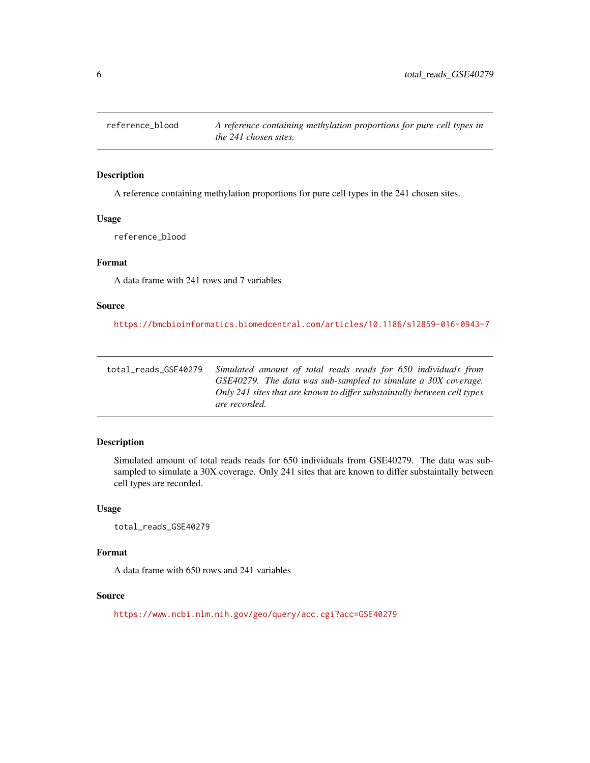## reference_blood

*A reference containing methylation proportions for pure cell types in the 241 chosen sites.*

### Description

A reference containing methylation proportions for pure cell types in the 241 chosen sites.

### Usage

```
reference_blood
```

### Format

A data frame with 241 rows and 7 variables

### Source

https://bmcbioinformatics.biomedcentral.com/articles/10.1186/s12859-016-0943-7

## total_reads_GSE40279

*Simulated amount of total reads reads for 650 individuals from GSE40279. The data was sub-sampled to simulate a 30X coverage. Only 241 sites that are known to differ substaintally between cell types are recorded.*

### Description

Simulated amount of total reads reads for 650 individuals from GSE40279. The data was sub-sampled to simulate a 30X coverage. Only 241 sites that are known to differ substaintally between cell types are recorded.

### Usage

```
total_reads_GSE40279
```

### Format

A data frame with 650 rows and 241 variables

### Source

https://www.ncbi.nlm.nih.gov/geo/query/acc.cgi?acc=GSE40279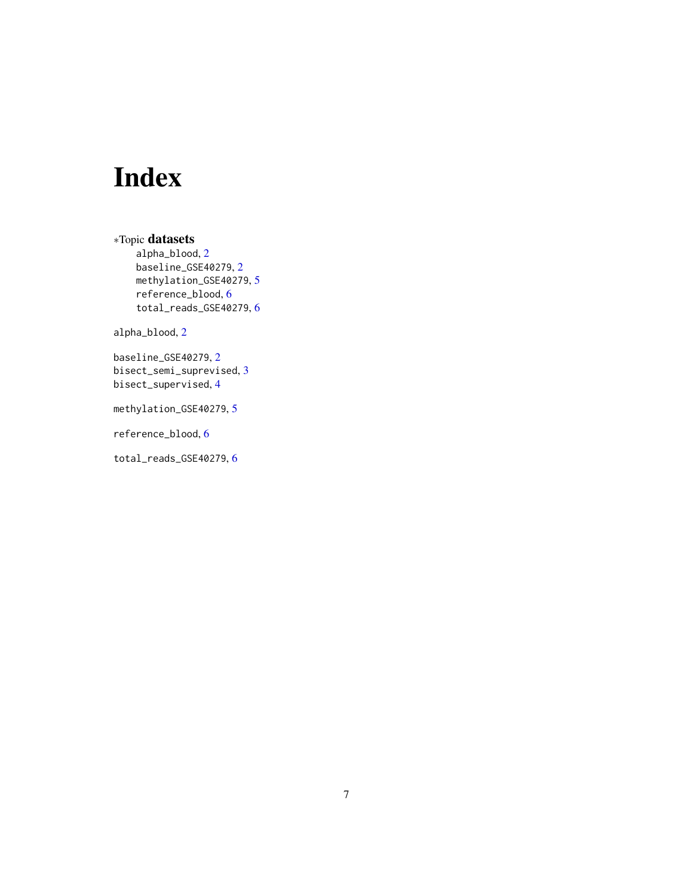# Index

*Topic **datasets**
    alpha_blood, 2
    baseline_GSE40279, 2
    methylation_GSE40279, 5
    reference_blood, 6
    total_reads_GSE40279, 6

alpha_blood, 2

baseline_GSE40279, 2
bisect_semi_suprevised, 3
bisect_supervised, 4

methylation_GSE40279, 5

reference_blood, 6

total_reads_GSE40279, 6